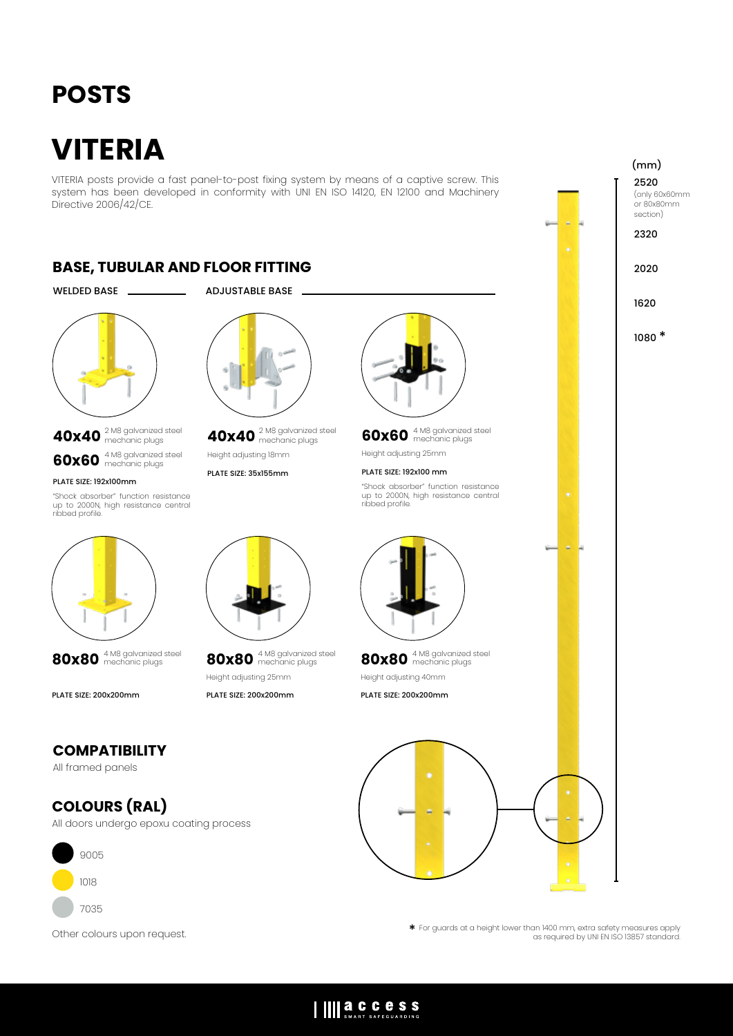# POSTS

# VITERIA

VITERIA posts provide a fast panel-to-post fixing system by means of a captive screw. This system has been developed in conformity with UNI EN ISO 14120, EN 12100 and Machinery Directive 2006/42/CE.

## BASE, TUBULAR AND FLOOR FITTING

**WELDED BASE**

**40x40** 2 M8 galvanized steel mechanic plugs

**60x60** 4 M8 galvanized steel mechanic plugs

PLATE SIZE: 192x100mm

"Shock absorber" function resistance up to 2000N, high resistance central ribbed profile.

**80x80** 4 M8 galvanized steel mechanic plugs

PLATE SIZE: 200x200mm

**ADJUSTABLE BASE**

**40x40** 2 M8 galvanized steel mechanic plugs

Height adjusting 18mm

PLATE SIZE: 35x155mm

**60x60** 4 M8 galvanized steel mechanic plugs

Height adjusting 25mm

PLATE SIZE: 192x100 mm

"Shock absorber" function resistance up to 2000N, high resistance central ribbed profile.

**80x80** 4 M8 galvanized steel mechanic plugs

Height adjusting 25mm

PLATE SIZE: 200x200mm

**80x80** 4 M8 galvanized steel mechanic plugs

Height adjusting 40mm

PLATE SIZE: 200x200mm

(mm)

2520 (only 60x60mm or 80x80mm section)

2320

2020

1620

1080 *

## COMPATIBILITY

All framed panels

## COLOURS (RAL)

All doors undergo epoxu coating process

- 9005
- 1018
- 7035

Other colours upon request.

* For guards at a height lower than 1400 mm, extra safety measures apply as required by UNI EN ISO 13857 standard.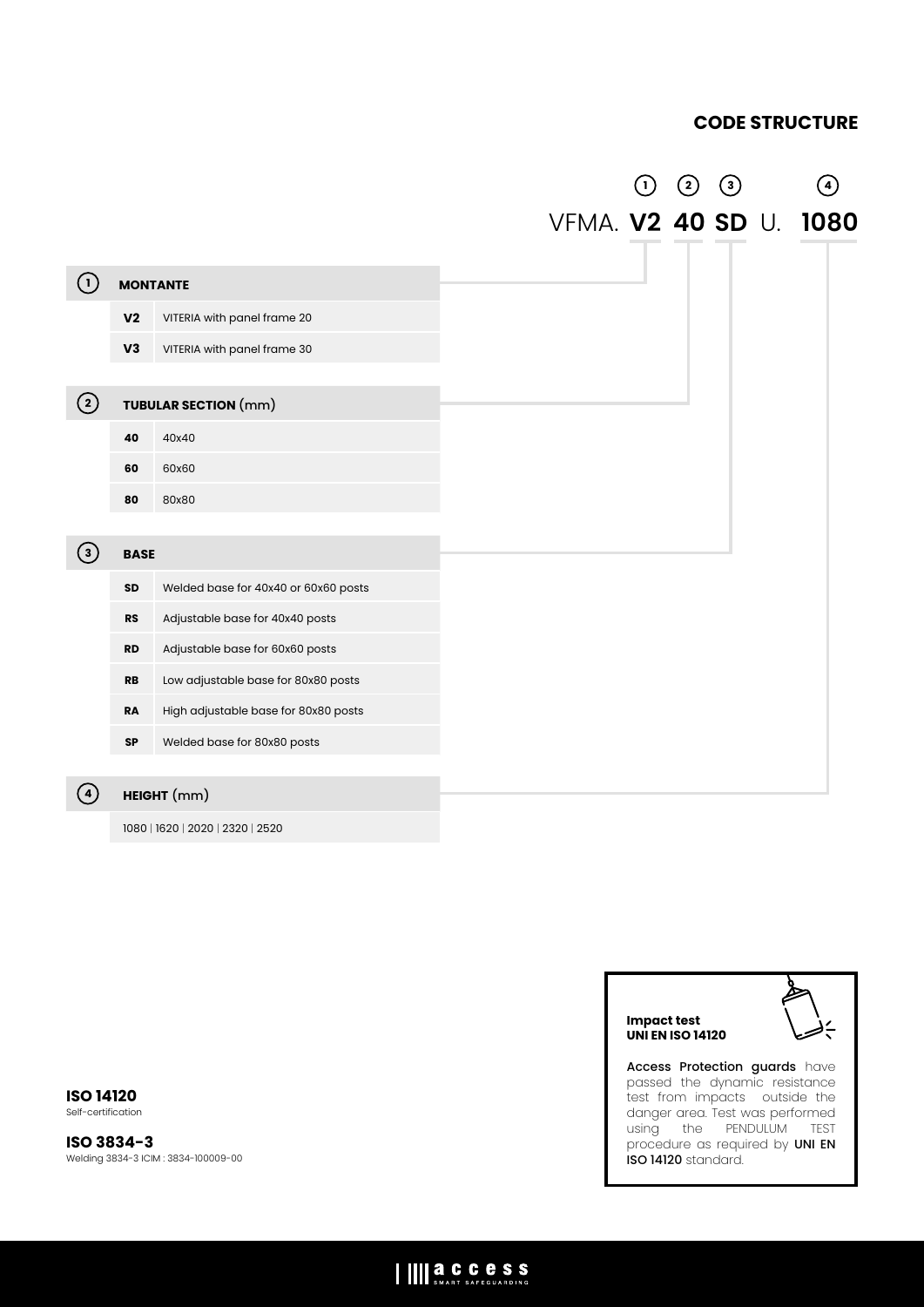## CODE STRUCTURE

①　②　③　　④
VFMA. **V2** **40** **SD** U. **1080**

### ① MONTANTE

| | |
|---|---|
| **V2** | VITERIA with panel frame 20 |
| **V3** | VITERIA with panel frame 30 |

### ② TUBULAR SECTION (mm)

| | |
|---|---|
| **40** | 40x40 |
| **60** | 60x60 |
| **80** | 80x80 |

### ③ BASE

| | |
|---|---|
| **SD** | Welded base for 40x40 or 60x60 posts |
| **RS** | Adjustable base for 40x40 posts |
| **RD** | Adjustable base for 60x60 posts |
| **RB** | Low adjustable base for 80x80 posts |
| **RA** | High adjustable base for 80x80 posts |
| **SP** | Welded base for 80x80 posts |

### ④ HEIGHT (mm)

1080 | 1620 | 2020 | 2320 | 2520

**ISO 14120**
Self-certification

**ISO 3834-3**
Welding 3834-3 ICIM : 3834-100009-00

**Impact test**
**UNI EN ISO 14120**

**Access Protection guards** have passed the dynamic resistance test from impacts outside the danger area. Test was performed using the PENDULUM TEST procedure as required by **UNI EN ISO 14120** standard.